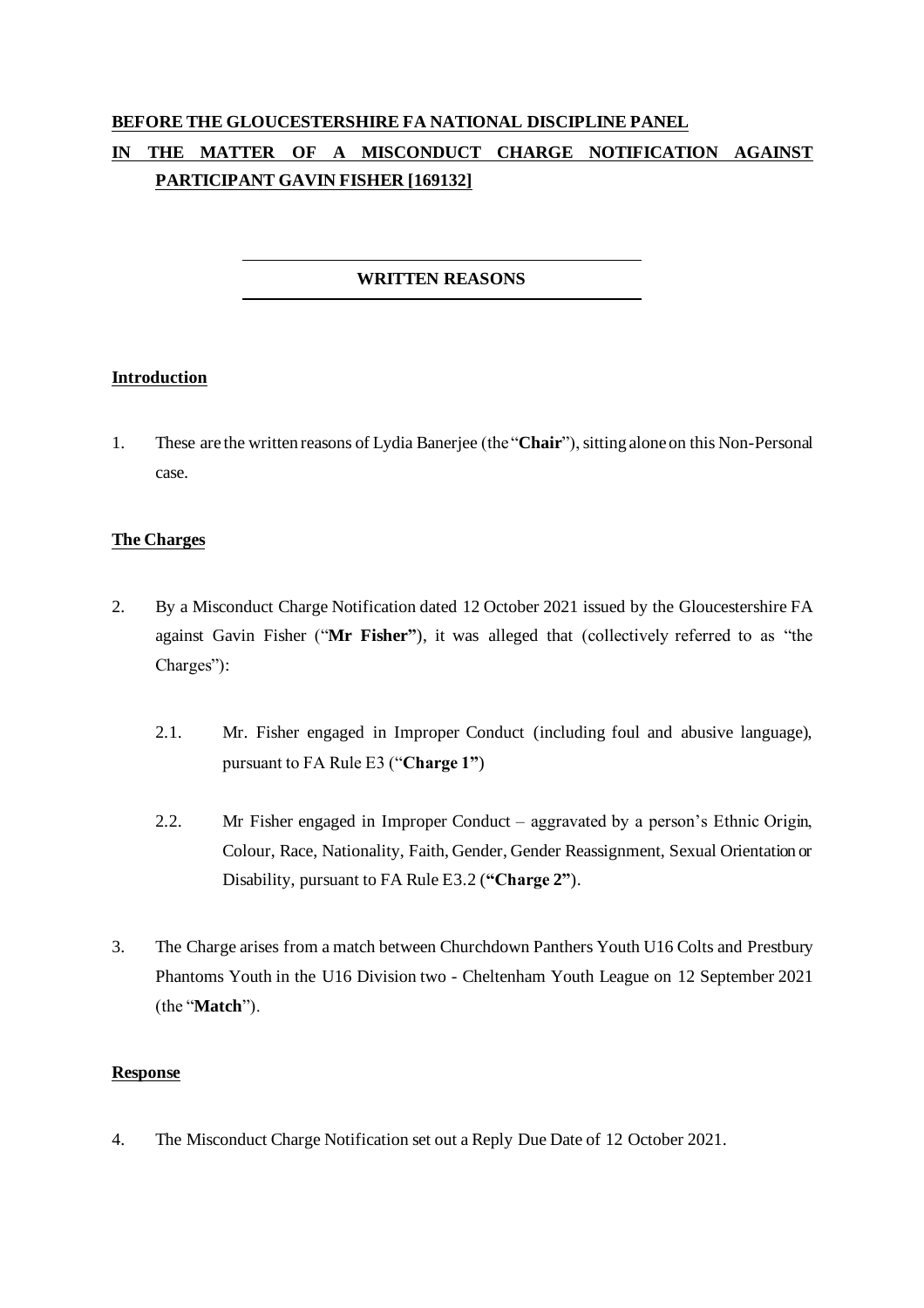**BEFORE THE GLOUCESTERSHIRE FA NATIONAL DISCIPLINE PANEL**

**IN THE MATTER OF A MISCONDUCT CHARGE NOTIFICATION AGAINST PARTICIPANT GAVIN FISHER [169132]**

---

**WRITTEN REASONS**

---

## Introduction

1. These are the written reasons of Lydia Banerjee (the "**Chair**"), sitting alone on this Non-Personal case.

## The Charges

2. By a Misconduct Charge Notification dated 12 October 2021 issued by the Gloucestershire FA against Gavin Fisher ("**Mr Fisher"**), it was alleged that (collectively referred to as "the Charges"):

   2.1. Mr. Fisher engaged in Improper Conduct (including foul and abusive language), pursuant to FA Rule E3 ("**Charge 1"**)

   2.2. Mr Fisher engaged in Improper Conduct – aggravated by a person's Ethnic Origin, Colour, Race, Nationality, Faith, Gender, Gender Reassignment, Sexual Orientation or Disability, pursuant to FA Rule E3.2 (**"Charge 2"**).

3. The Charge arises from a match between Churchdown Panthers Youth U16 Colts and Prestbury Phantoms Youth in the U16 Division two - Cheltenham Youth League on 12 September 2021 (the "**Match**").

## Response

4. The Misconduct Charge Notification set out a Reply Due Date of 12 October 2021.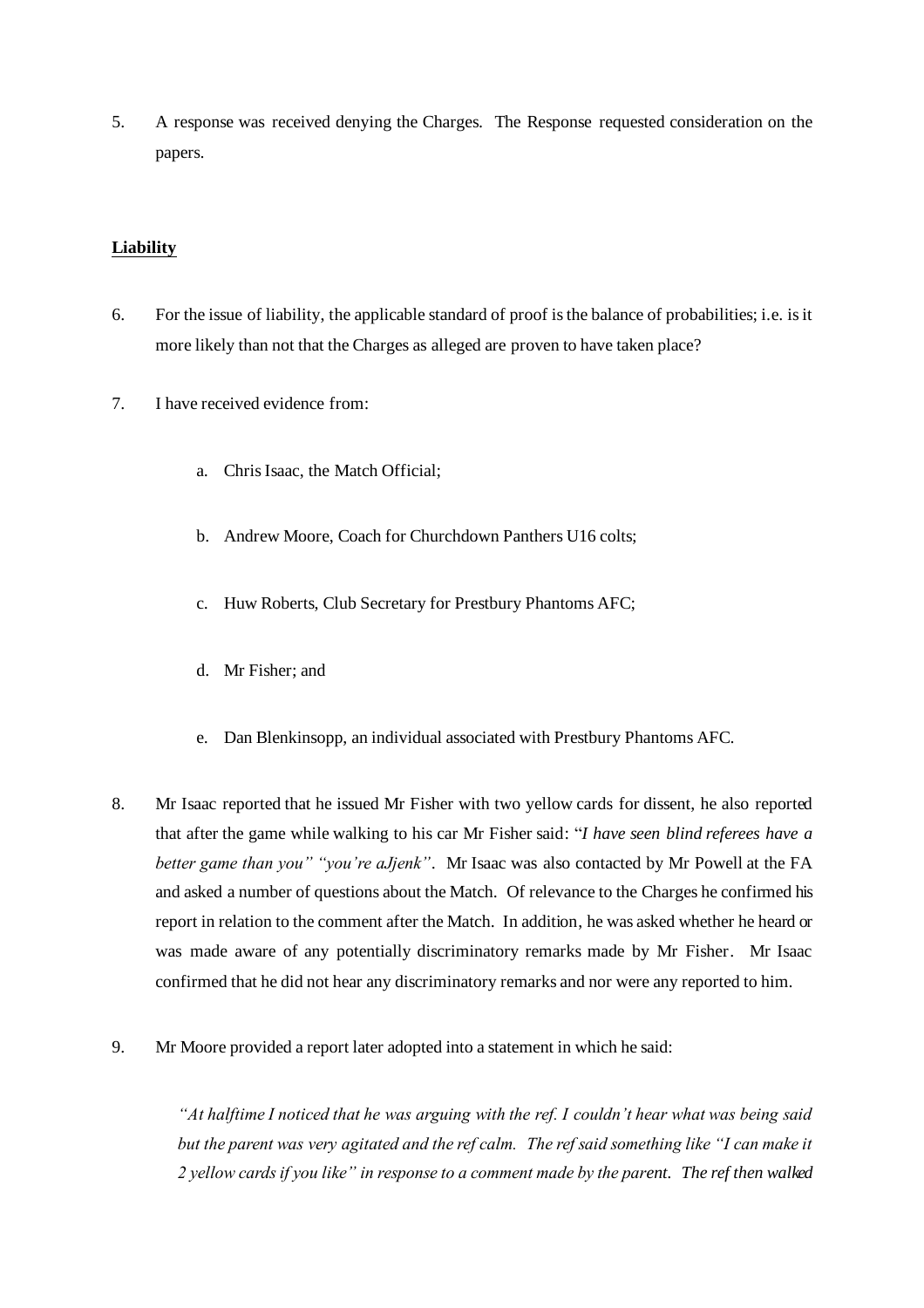5. A response was received denying the Charges. The Response requested consideration on the papers.

**Liability**

6. For the issue of liability, the applicable standard of proof is the balance of probabilities; i.e. is it more likely than not that the Charges as alleged are proven to have taken place?

7. I have received evidence from:

   a. Chris Isaac, the Match Official;

   b. Andrew Moore, Coach for Churchdown Panthers U16 colts;

   c. Huw Roberts, Club Secretary for Prestbury Phantoms AFC;

   d. Mr Fisher; and

   e. Dan Blenkinsopp, an individual associated with Prestbury Phantoms AFC.

8. Mr Isaac reported that he issued Mr Fisher with two yellow cards for dissent, he also reported that after the game while walking to his car Mr Fisher said: "*I have seen blind referees have a better game than you" "you're aJjenk"*. Mr Isaac was also contacted by Mr Powell at the FA and asked a number of questions about the Match. Of relevance to the Charges he confirmed his report in relation to the comment after the Match. In addition, he was asked whether he heard or was made aware of any potentially discriminatory remarks made by Mr Fisher. Mr Isaac confirmed that he did not hear any discriminatory remarks and nor were any reported to him.

9. Mr Moore provided a report later adopted into a statement in which he said:

   *"At halftime I noticed that he was arguing with the ref. I couldn't hear what was being said but the parent was very agitated and the ref calm. The ref said something like "I can make it 2 yellow cards if you like" in response to a comment made by the parent. The ref then walked*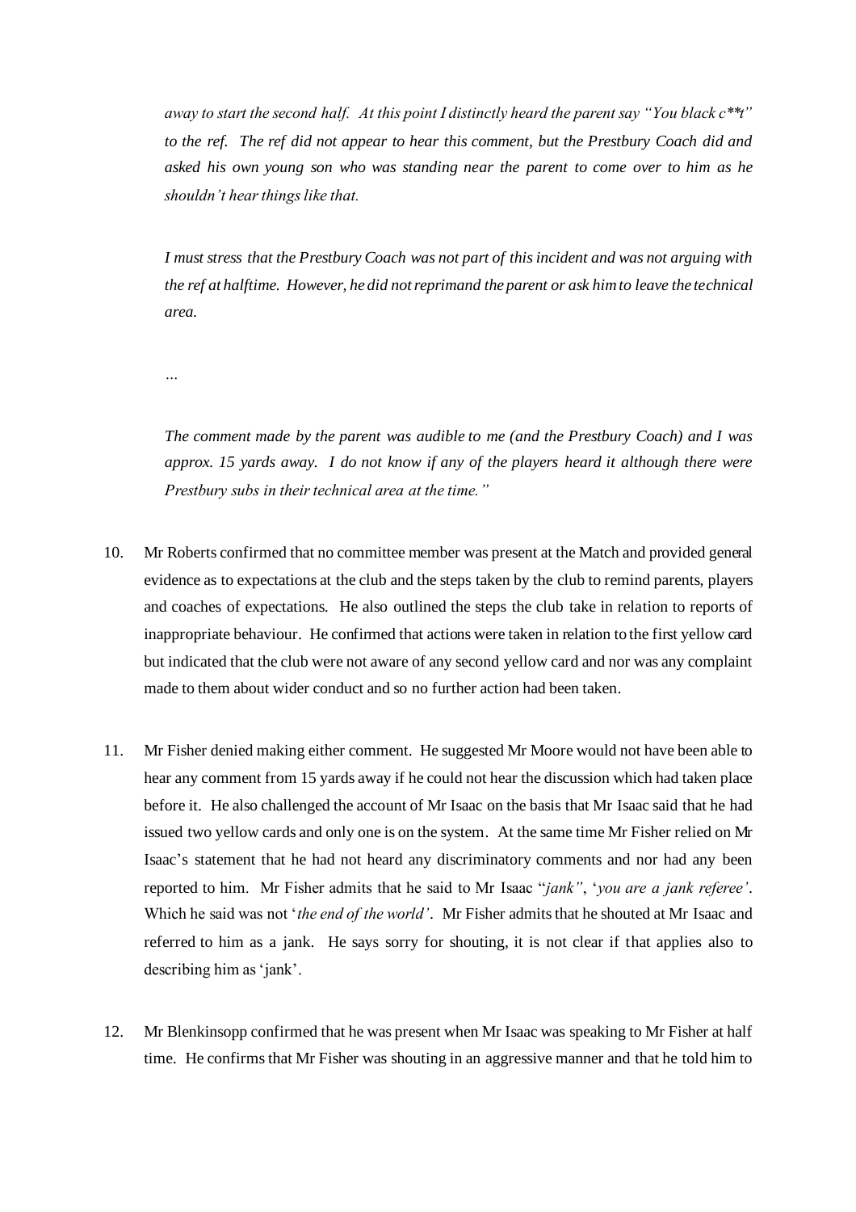*away to start the second half. At this point I distinctly heard the parent say "You black c**t" to the ref. The ref did not appear to hear this comment, but the Prestbury Coach did and asked his own young son who was standing near the parent to come over to him as he shouldn't hear things like that.*

*I must stress that the Prestbury Coach was not part of this incident and was not arguing with the ref at halftime. However, he did not reprimand the parent or ask him to leave the technical area.*

*…*

*The comment made by the parent was audible to me (and the Prestbury Coach) and I was approx. 15 yards away. I do not know if any of the players heard it although there were Prestbury subs in their technical area at the time."*

10. Mr Roberts confirmed that no committee member was present at the Match and provided general evidence as to expectations at the club and the steps taken by the club to remind parents, players and coaches of expectations. He also outlined the steps the club take in relation to reports of inappropriate behaviour. He confirmed that actions were taken in relation to the first yellow card but indicated that the club were not aware of any second yellow card and nor was any complaint made to them about wider conduct and so no further action had been taken.

11. Mr Fisher denied making either comment. He suggested Mr Moore would not have been able to hear any comment from 15 yards away if he could not hear the discussion which had taken place before it. He also challenged the account of Mr Isaac on the basis that Mr Isaac said that he had issued two yellow cards and only one is on the system. At the same time Mr Fisher relied on Mr Isaac's statement that he had not heard any discriminatory comments and nor had any been reported to him. Mr Fisher admits that he said to Mr Isaac "*jank"*, '*you are a jank referee'*. Which he said was not '*the end of the world'*. Mr Fisher admits that he shouted at Mr Isaac and referred to him as a jank. He says sorry for shouting, it is not clear if that applies also to describing him as 'jank'.

12. Mr Blenkinsopp confirmed that he was present when Mr Isaac was speaking to Mr Fisher at half time. He confirms that Mr Fisher was shouting in an aggressive manner and that he told him to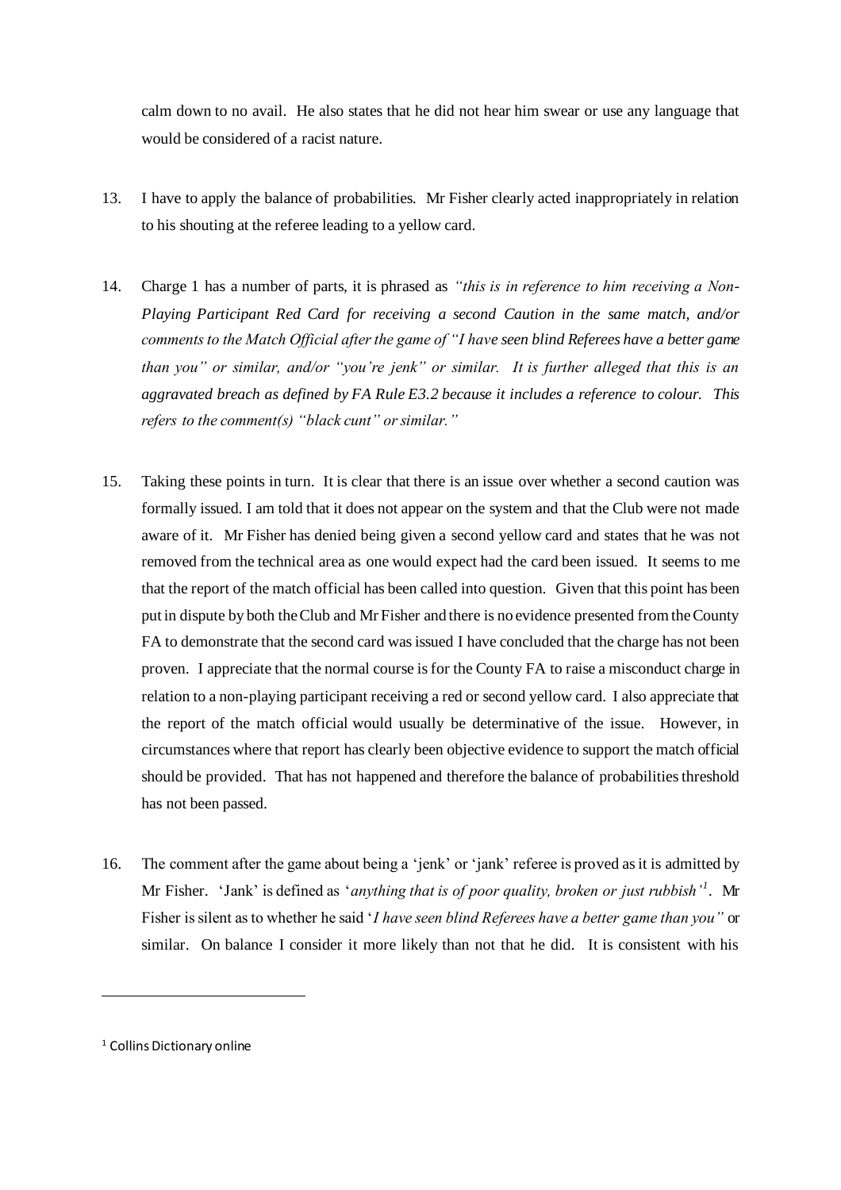calm down to no avail. He also states that he did not hear him swear or use any language that would be considered of a racist nature.

13. I have to apply the balance of probabilities. Mr Fisher clearly acted inappropriately in relation to his shouting at the referee leading to a yellow card.

14. Charge 1 has a number of parts, it is phrased as *"this is in reference to him receiving a Non-Playing Participant Red Card for receiving a second Caution in the same match, and/or comments to the Match Official after the game of "I have seen blind Referees have a better game than you" or similar, and/or "you're jenk" or similar. It is further alleged that this is an aggravated breach as defined by FA Rule E3.2 because it includes a reference to colour. This refers to the comment(s) "black cunt" or similar."*

15. Taking these points in turn. It is clear that there is an issue over whether a second caution was formally issued. I am told that it does not appear on the system and that the Club were not made aware of it. Mr Fisher has denied being given a second yellow card and states that he was not removed from the technical area as one would expect had the card been issued. It seems to me that the report of the match official has been called into question. Given that this point has been put in dispute by both the Club and Mr Fisher and there is no evidence presented from the County FA to demonstrate that the second card was issued I have concluded that the charge has not been proven. I appreciate that the normal course is for the County FA to raise a misconduct charge in relation to a non-playing participant receiving a red or second yellow card. I also appreciate that the report of the match official would usually be determinative of the issue. However, in circumstances where that report has clearly been objective evidence to support the match official should be provided. That has not happened and therefore the balance of probabilities threshold has not been passed.

16. The comment after the game about being a 'jenk' or 'jank' referee is proved as it is admitted by Mr Fisher. 'Jank' is defined as '*anything that is of poor quality, broken or just rubbish'*[1]. Mr Fisher is silent as to whether he said '*I have seen blind Referees have a better game than you"* or similar. On balance I consider it more likely than not that he did. It is consistent with his

[1] Collins Dictionary online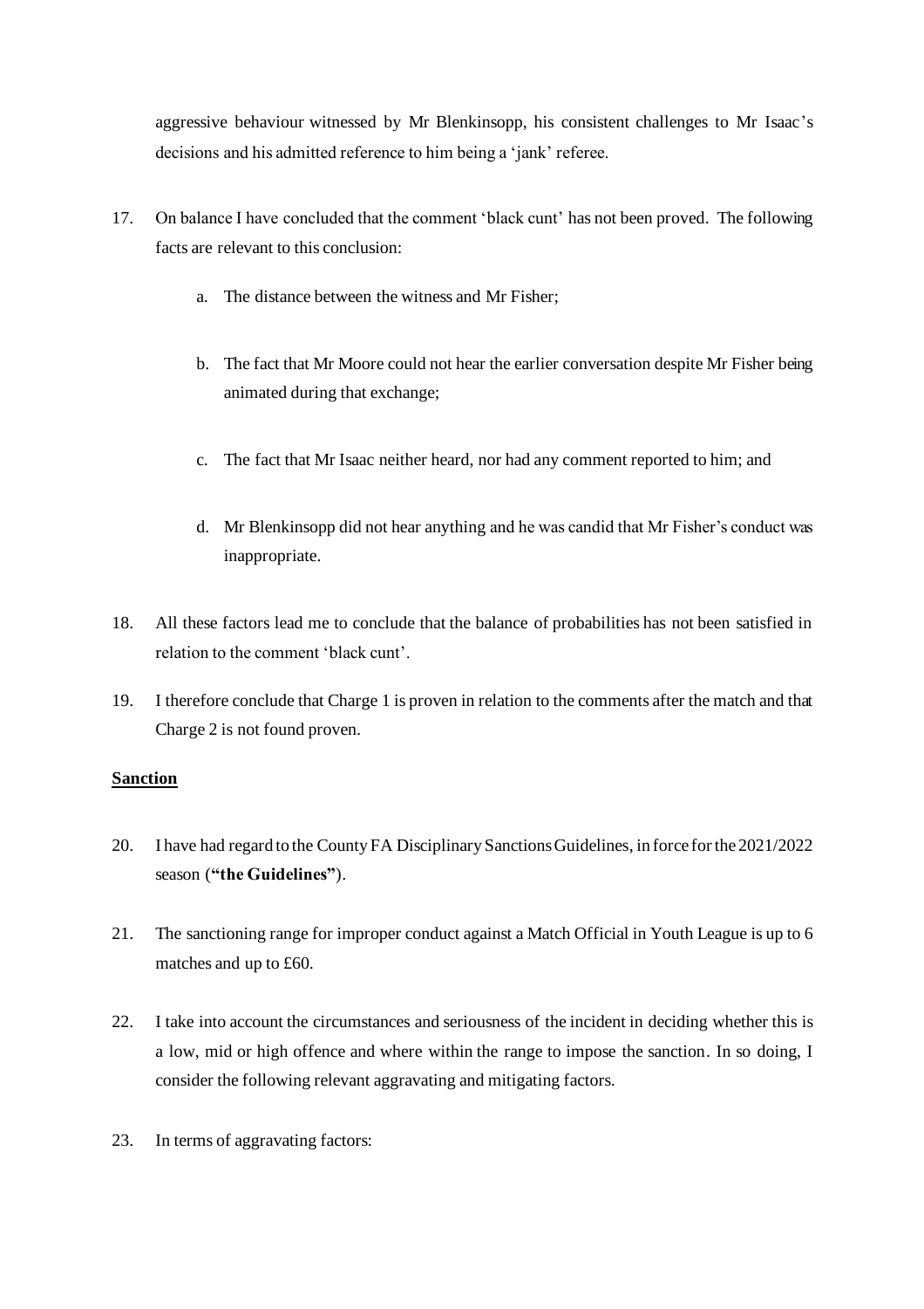aggressive behaviour witnessed by Mr Blenkinsopp, his consistent challenges to Mr Isaac's decisions and his admitted reference to him being a 'jank' referee.

17. On balance I have concluded that the comment 'black cunt' has not been proved. The following facts are relevant to this conclusion:

    a. The distance between the witness and Mr Fisher;

    b. The fact that Mr Moore could not hear the earlier conversation despite Mr Fisher being animated during that exchange;

    c. The fact that Mr Isaac neither heard, nor had any comment reported to him; and

    d. Mr Blenkinsopp did not hear anything and he was candid that Mr Fisher's conduct was inappropriate.

18. All these factors lead me to conclude that the balance of probabilities has not been satisfied in relation to the comment 'black cunt'.

19. I therefore conclude that Charge 1 is proven in relation to the comments after the match and that Charge 2 is not found proven.

**Sanction**

20. I have had regard to the County FA Disciplinary Sanctions Guidelines, in force for the 2021/2022 season (**"the Guidelines"**).

21. The sanctioning range for improper conduct against a Match Official in Youth League is up to 6 matches and up to £60.

22. I take into account the circumstances and seriousness of the incident in deciding whether this is a low, mid or high offence and where within the range to impose the sanction. In so doing, I consider the following relevant aggravating and mitigating factors.

23. In terms of aggravating factors: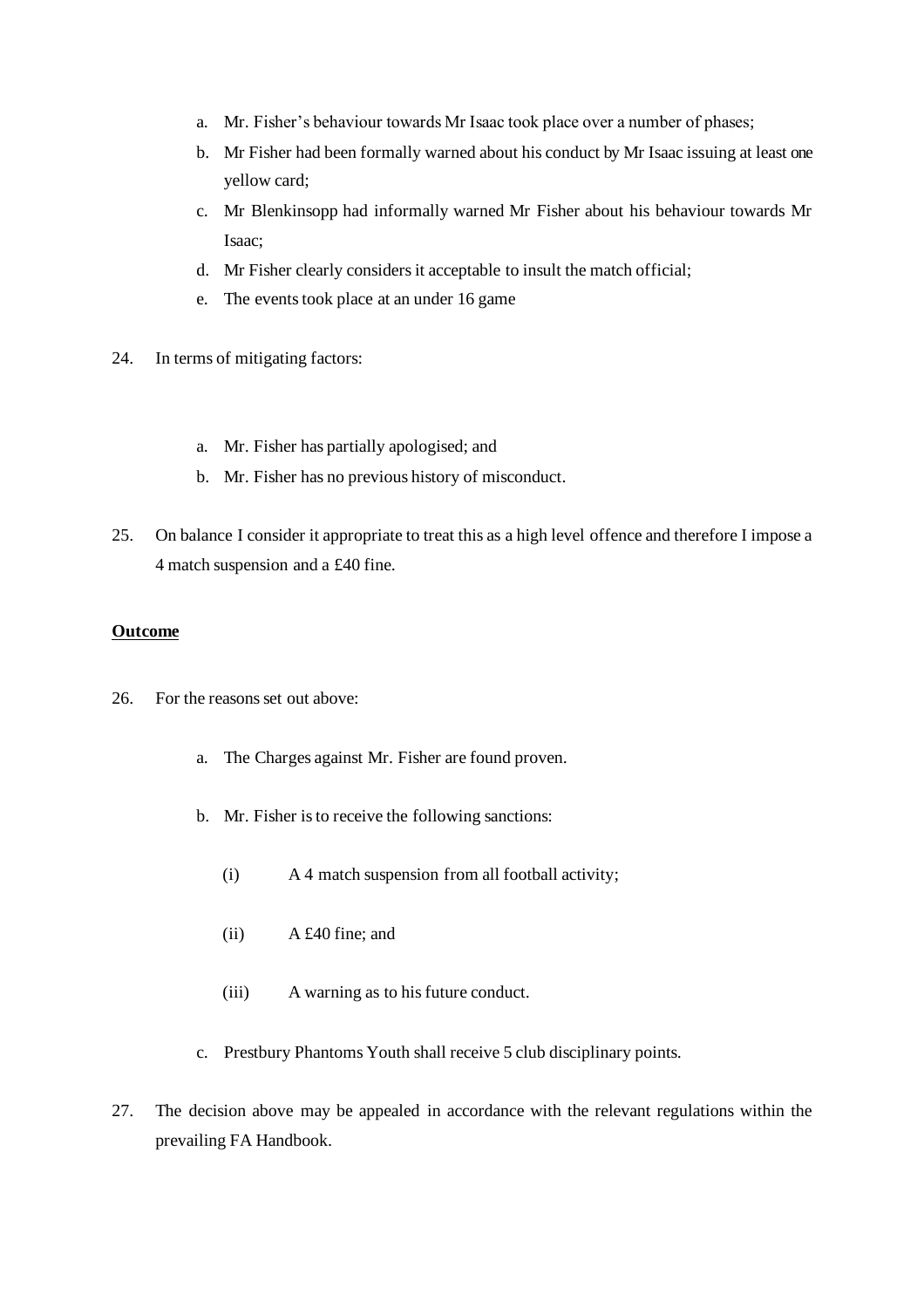a. Mr. Fisher's behaviour towards Mr Isaac took place over a number of phases;
b. Mr Fisher had been formally warned about his conduct by Mr Isaac issuing at least one yellow card;
c. Mr Blenkinsopp had informally warned Mr Fisher about his behaviour towards Mr Isaac;
d. Mr Fisher clearly considers it acceptable to insult the match official;
e. The events took place at an under 16 game

24. In terms of mitigating factors:

a. Mr. Fisher has partially apologised; and
b. Mr. Fisher has no previous history of misconduct.

25. On balance I consider it appropriate to treat this as a high level offence and therefore I impose a 4 match suspension and a £40 fine.

**Outcome**

26. For the reasons set out above:

a. The Charges against Mr. Fisher are found proven.

b. Mr. Fisher is to receive the following sanctions:

(i) A 4 match suspension from all football activity;

(ii) A £40 fine; and

(iii) A warning as to his future conduct.

c. Prestbury Phantoms Youth shall receive 5 club disciplinary points.

27. The decision above may be appealed in accordance with the relevant regulations within the prevailing FA Handbook.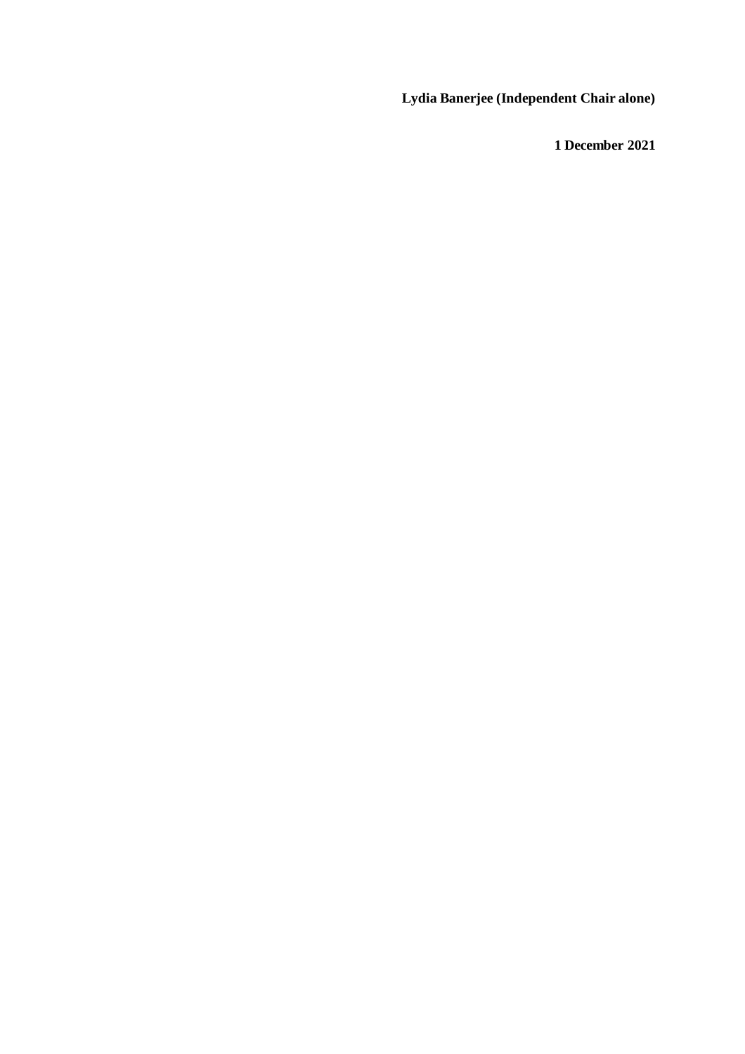**Lydia Banerjee (Independent Chair alone)**

**1 December 2021**